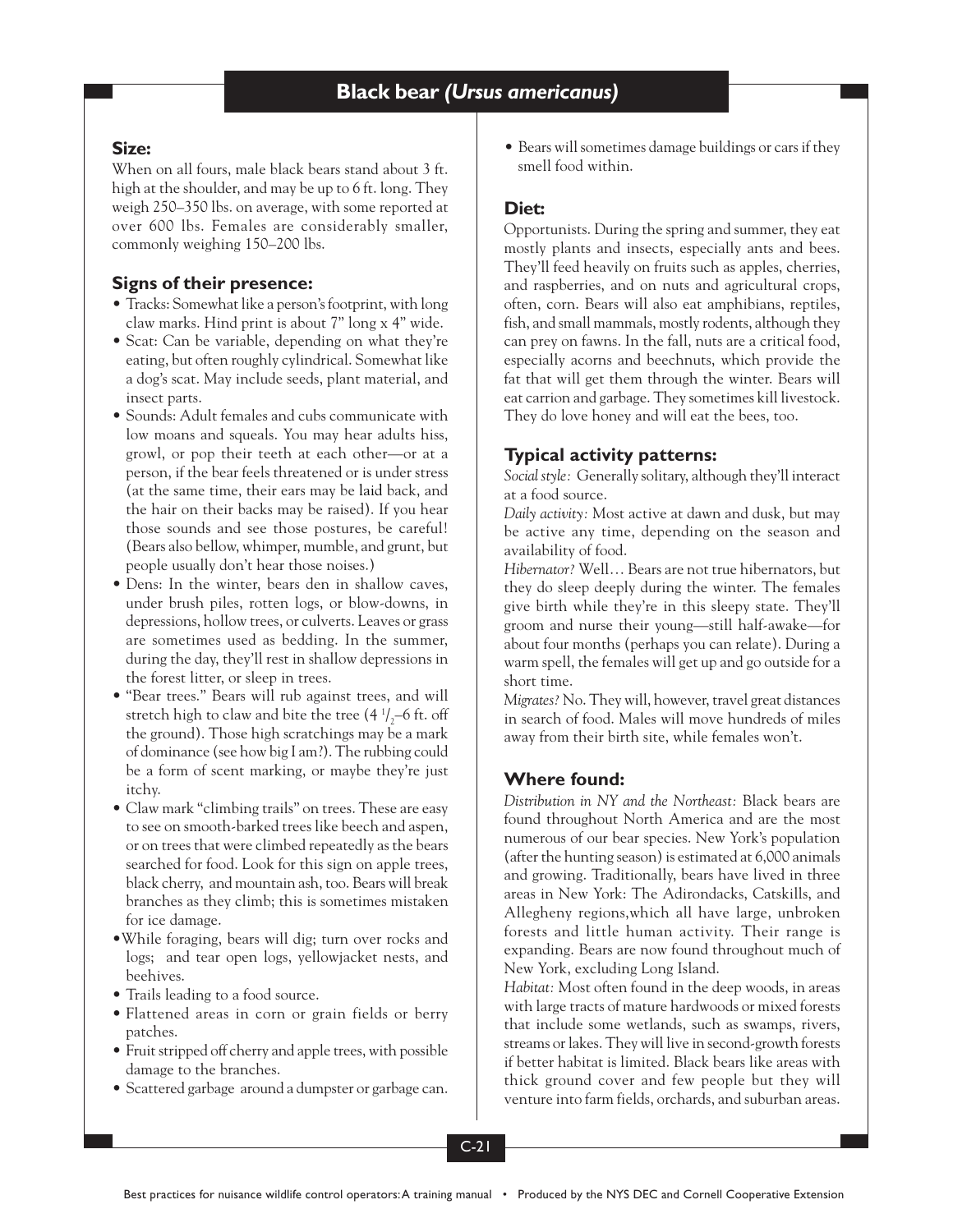# Black bear *(Ursus americanus)*

## Size:

When on all fours, male black bears stand about 3 ft. high at the shoulder, and may be up to 6 ft. long. They weigh 250–350 lbs. on average, with some reported at over 600 lbs. Females are considerably smaller, commonly weighing 150–200 lbs.

## Signs of their presence:

- Tracks: Somewhat like a person's footprint, with long claw marks. Hind print is about 7" long x 4" wide.
- Scat: Can be variable, depending on what they're eating, but often roughly cylindrical. Somewhat like a dog's scat. May include seeds, plant material, and insect parts.
- Sounds: Adult females and cubs communicate with low moans and squeals. You may hear adults hiss, growl, or pop their teeth at each other—or at a person, if the bear feels threatened or is under stress (at the same time, their ears may be laid back, and the hair on their backs may be raised). If you hear those sounds and see those postures, be careful! (Bears also bellow, whimper, mumble, and grunt, but people usually don't hear those noises.)
- Dens: In the winter, bears den in shallow caves, under brush piles, rotten logs, or blow-downs, in depressions, hollow trees, or culverts. Leaves or grass are sometimes used as bedding. In the summer, during the day, they'll rest in shallow depressions in the forest litter, or sleep in trees.
- "Bear trees." Bears will rub against trees, and will stretch high to claw and bite the tree ($4\ ^1/_2$–6 ft. off the ground). Those high scratchings may be a mark of dominance (see how big I am?). The rubbing could be a form of scent marking, or maybe they're just itchy.
- Claw mark "climbing trails" on trees. These are easy to see on smooth-barked trees like beech and aspen, or on trees that were climbed repeatedly as the bears searched for food. Look for this sign on apple trees, black cherry, and mountain ash, too. Bears will break branches as they climb; this is sometimes mistaken for ice damage.
- While foraging, bears will dig; turn over rocks and logs; and tear open logs, yellowjacket nests, and beehives.
- Trails leading to a food source.
- Flattened areas in corn or grain fields or berry patches.
- Fruit stripped off cherry and apple trees, with possible damage to the branches.
- Scattered garbage around a dumpster or garbage can.
- Bears will sometimes damage buildings or cars if they smell food within.

## Diet:

Opportunists. During the spring and summer, they eat mostly plants and insects, especially ants and bees. They'll feed heavily on fruits such as apples, cherries, and raspberries, and on nuts and agricultural crops, often, corn. Bears will also eat amphibians, reptiles, fish, and small mammals, mostly rodents, although they can prey on fawns. In the fall, nuts are a critical food, especially acorns and beechnuts, which provide the fat that will get them through the winter. Bears will eat carrion and garbage. They sometimes kill livestock. They do love honey and will eat the bees, too.

## Typical activity patterns:

*Social style:* Generally solitary, although they'll interact at a food source.

*Daily activity:* Most active at dawn and dusk, but may be active any time, depending on the season and availability of food.

*Hibernator?* Well… Bears are not true hibernators, but they do sleep deeply during the winter. The females give birth while they're in this sleepy state. They'll groom and nurse their young—still half-awake—for about four months (perhaps you can relate). During a warm spell, the females will get up and go outside for a short time.

*Migrates?* No. They will, however, travel great distances in search of food. Males will move hundreds of miles away from their birth site, while females won't.

## Where found:

*Distribution in NY and the Northeast:* Black bears are found throughout North America and are the most numerous of our bear species. New York's population (after the hunting season) is estimated at 6,000 animals and growing. Traditionally, bears have lived in three areas in New York: The Adirondacks, Catskills, and Allegheny regions,which all have large, unbroken forests and little human activity. Their range is expanding. Bears are now found throughout much of New York, excluding Long Island.

*Habitat:* Most often found in the deep woods, in areas with large tracts of mature hardwoods or mixed forests that include some wetlands, such as swamps, rivers, streams or lakes. They will live in second-growth forests if better habitat is limited. Black bears like areas with thick ground cover and few people but they will venture into farm fields, orchards, and suburban areas.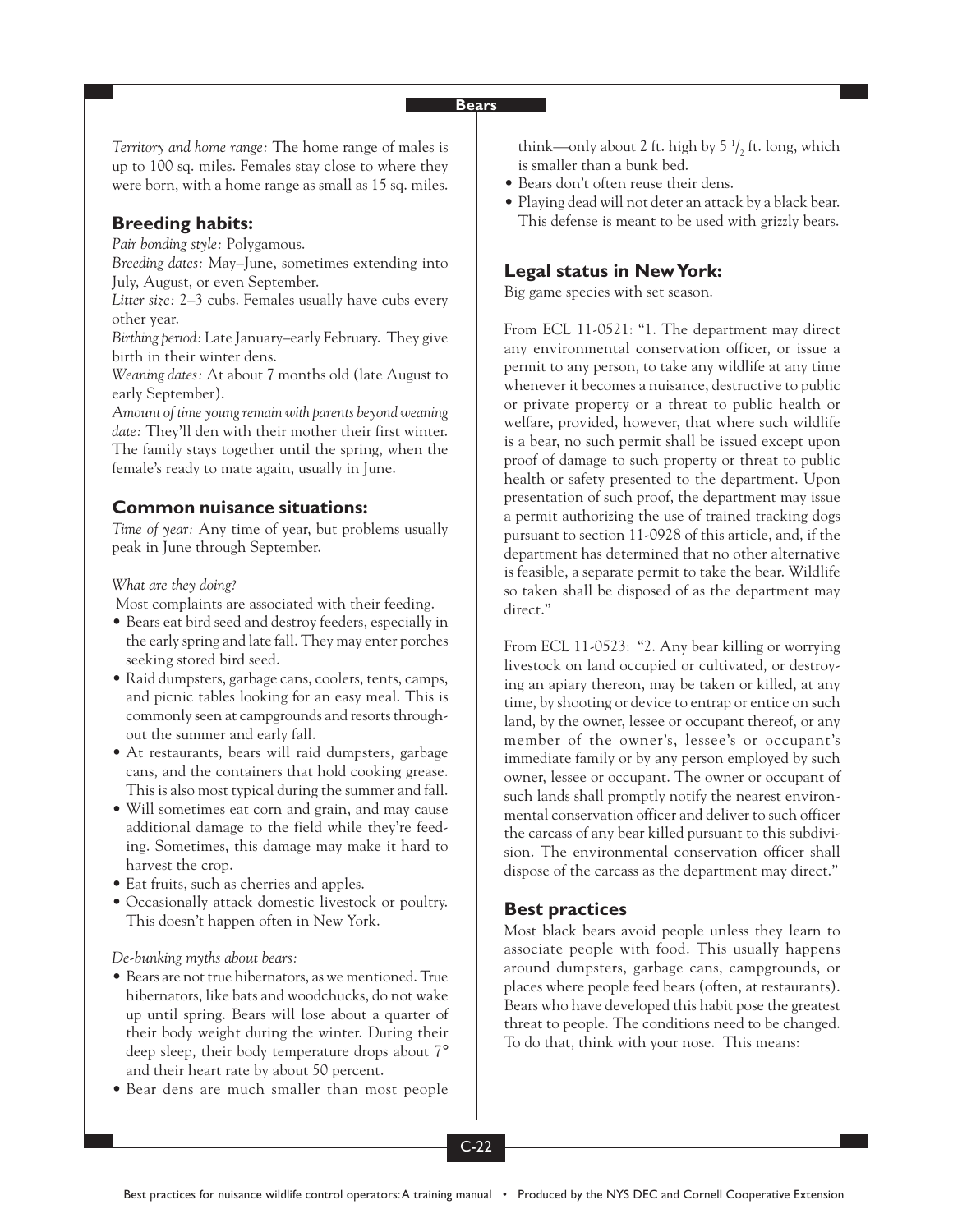*Territory and home range:* The home range of males is up to 100 sq. miles. Females stay close to where they were born, with a home range as small as 15 sq. miles.

## Breeding habits:

*Pair bonding style:* Polygamous.

*Breeding dates:* May–June, sometimes extending into July, August, or even September.

*Litter size:* 2–3 cubs. Females usually have cubs every other year.

*Birthing period:* Late January–early February. They give birth in their winter dens.

*Weaning dates:* At about 7 months old (late August to early September).

*Amount of time young remain with parents beyond weaning date:* They'll den with their mother their first winter. The family stays together until the spring, when the female's ready to mate again, usually in June.

## Common nuisance situations:

*Time of year:* Any time of year, but problems usually peak in June through September.

*What are they doing?*

Most complaints are associated with their feeding.

- Bears eat bird seed and destroy feeders, especially in the early spring and late fall. They may enter porches seeking stored bird seed.
- Raid dumpsters, garbage cans, coolers, tents, camps, and picnic tables looking for an easy meal. This is commonly seen at campgrounds and resorts throughout the summer and early fall.
- At restaurants, bears will raid dumpsters, garbage cans, and the containers that hold cooking grease. This is also most typical during the summer and fall.
- Will sometimes eat corn and grain, and may cause additional damage to the field while they're feeding. Sometimes, this damage may make it hard to harvest the crop.
- Eat fruits, such as cherries and apples.
- Occasionally attack domestic livestock or poultry. This doesn't happen often in New York.

*De-bunking myths about bears:*

- Bears are not true hibernators, as we mentioned. True hibernators, like bats and woodchucks, do not wake up until spring. Bears will lose about a quarter of their body weight during the winter. During their deep sleep, their body temperature drops about 7° and their heart rate by about 50 percent.
- Bear dens are much smaller than most people think—only about 2 ft. high by 5 1/2 ft. long, which is smaller than a bunk bed.
- Bears don't often reuse their dens.
- Playing dead will not deter an attack by a black bear. This defense is meant to be used with grizzly bears.

## Legal status in New York:

Big game species with set season.

From ECL 11-0521: "1. The department may direct any environmental conservation officer, or issue a permit to any person, to take any wildlife at any time whenever it becomes a nuisance, destructive to public or private property or a threat to public health or welfare, provided, however, that where such wildlife is a bear, no such permit shall be issued except upon proof of damage to such property or threat to public health or safety presented to the department. Upon presentation of such proof, the department may issue a permit authorizing the use of trained tracking dogs pursuant to section 11-0928 of this article, and, if the department has determined that no other alternative is feasible, a separate permit to take the bear. Wildlife so taken shall be disposed of as the department may direct."

From ECL 11-0523: "2. Any bear killing or worrying livestock on land occupied or cultivated, or destroying an apiary thereon, may be taken or killed, at any time, by shooting or device to entrap or entice on such land, by the owner, lessee or occupant thereof, or any member of the owner's, lessee's or occupant's immediate family or by any person employed by such owner, lessee or occupant. The owner or occupant of such lands shall promptly notify the nearest environmental conservation officer and deliver to such officer the carcass of any bear killed pursuant to this subdivision. The environmental conservation officer shall dispose of the carcass as the department may direct."

## Best practices

Most black bears avoid people unless they learn to associate people with food. This usually happens around dumpsters, garbage cans, campgrounds, or places where people feed bears (often, at restaurants). Bears who have developed this habit pose the greatest threat to people. The conditions need to be changed. To do that, think with your nose. This means: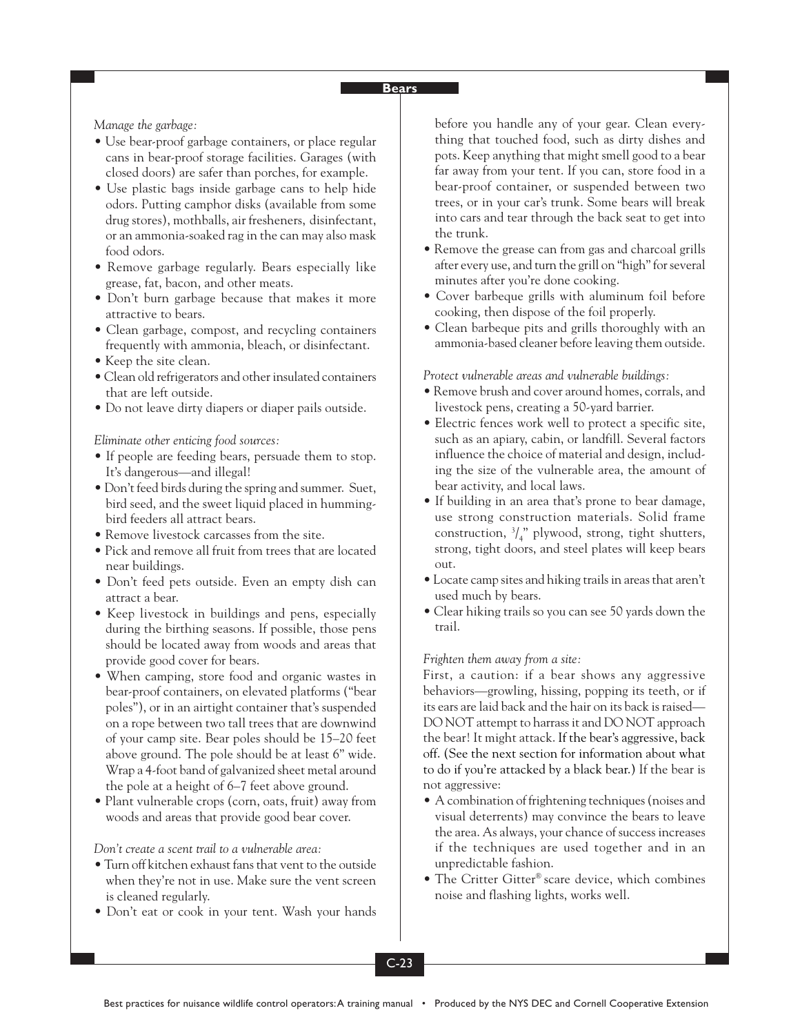*Manage the garbage:*

- Use bear-proof garbage containers, or place regular cans in bear-proof storage facilities. Garages (with closed doors) are safer than porches, for example.
- Use plastic bags inside garbage cans to help hide odors. Putting camphor disks (available from some drug stores), mothballs, air fresheners, disinfectant, or an ammonia-soaked rag in the can may also mask food odors.
- Remove garbage regularly. Bears especially like grease, fat, bacon, and other meats.
- Don't burn garbage because that makes it more attractive to bears.
- Clean garbage, compost, and recycling containers frequently with ammonia, bleach, or disinfectant.
- Keep the site clean.
- Clean old refrigerators and other insulated containers that are left outside.
- Do not leave dirty diapers or diaper pails outside.

*Eliminate other enticing food sources:*

- If people are feeding bears, persuade them to stop. It's dangerous—and illegal!
- Don't feed birds during the spring and summer. Suet, bird seed, and the sweet liquid placed in hummingbird feeders all attract bears.
- Remove livestock carcasses from the site.
- Pick and remove all fruit from trees that are located near buildings.
- Don't feed pets outside. Even an empty dish can attract a bear.
- Keep livestock in buildings and pens, especially during the birthing seasons. If possible, those pens should be located away from woods and areas that provide good cover for bears.
- When camping, store food and organic wastes in bear-proof containers, on elevated platforms ("bear poles"), or in an airtight container that's suspended on a rope between two tall trees that are downwind of your camp site. Bear poles should be 15–20 feet above ground. The pole should be at least 6" wide. Wrap a 4-foot band of galvanized sheet metal around the pole at a height of 6–7 feet above ground.
- Plant vulnerable crops (corn, oats, fruit) away from woods and areas that provide good bear cover.

*Don't create a scent trail to a vulnerable area:*

- Turn off kitchen exhaust fans that vent to the outside when they're not in use. Make sure the vent screen is cleaned regularly.
- Don't eat or cook in your tent. Wash your hands before you handle any of your gear. Clean everything that touched food, such as dirty dishes and pots. Keep anything that might smell good to a bear far away from your tent. If you can, store food in a bear-proof container, or suspended between two trees, or in your car's trunk. Some bears will break into cars and tear through the back seat to get into the trunk.
- Remove the grease can from gas and charcoal grills after every use, and turn the grill on "high" for several minutes after you're done cooking.
- Cover barbeque grills with aluminum foil before cooking, then dispose of the foil properly.
- Clean barbeque pits and grills thoroughly with an ammonia-based cleaner before leaving them outside.

*Protect vulnerable areas and vulnerable buildings:*

- Remove brush and cover around homes, corrals, and livestock pens, creating a 50-yard barrier.
- Electric fences work well to protect a specific site, such as an apiary, cabin, or landfill. Several factors influence the choice of material and design, including the size of the vulnerable area, the amount of bear activity, and local laws.
- If building in an area that's prone to bear damage, use strong construction materials. Solid frame construction, 3/4" plywood, strong, tight shutters, strong, tight doors, and steel plates will keep bears out.
- Locate camp sites and hiking trails in areas that aren't used much by bears.
- Clear hiking trails so you can see 50 yards down the trail.

*Frighten them away from a site:*

First, a caution: if a bear shows any aggressive behaviors—growling, hissing, popping its teeth, or if its ears are laid back and the hair on its back is raised—DO NOT attempt to harrass it and DO NOT approach the bear! It might attack. If the bear's aggressive, back off. (See the next section for information about what to do if you're attacked by a black bear.) If the bear is not aggressive:

- A combination of frightening techniques (noises and visual deterrents) may convince the bears to leave the area. As always, your chance of success increases if the techniques are used together and in an unpredictable fashion.
- The Critter Gitter® scare device, which combines noise and flashing lights, works well.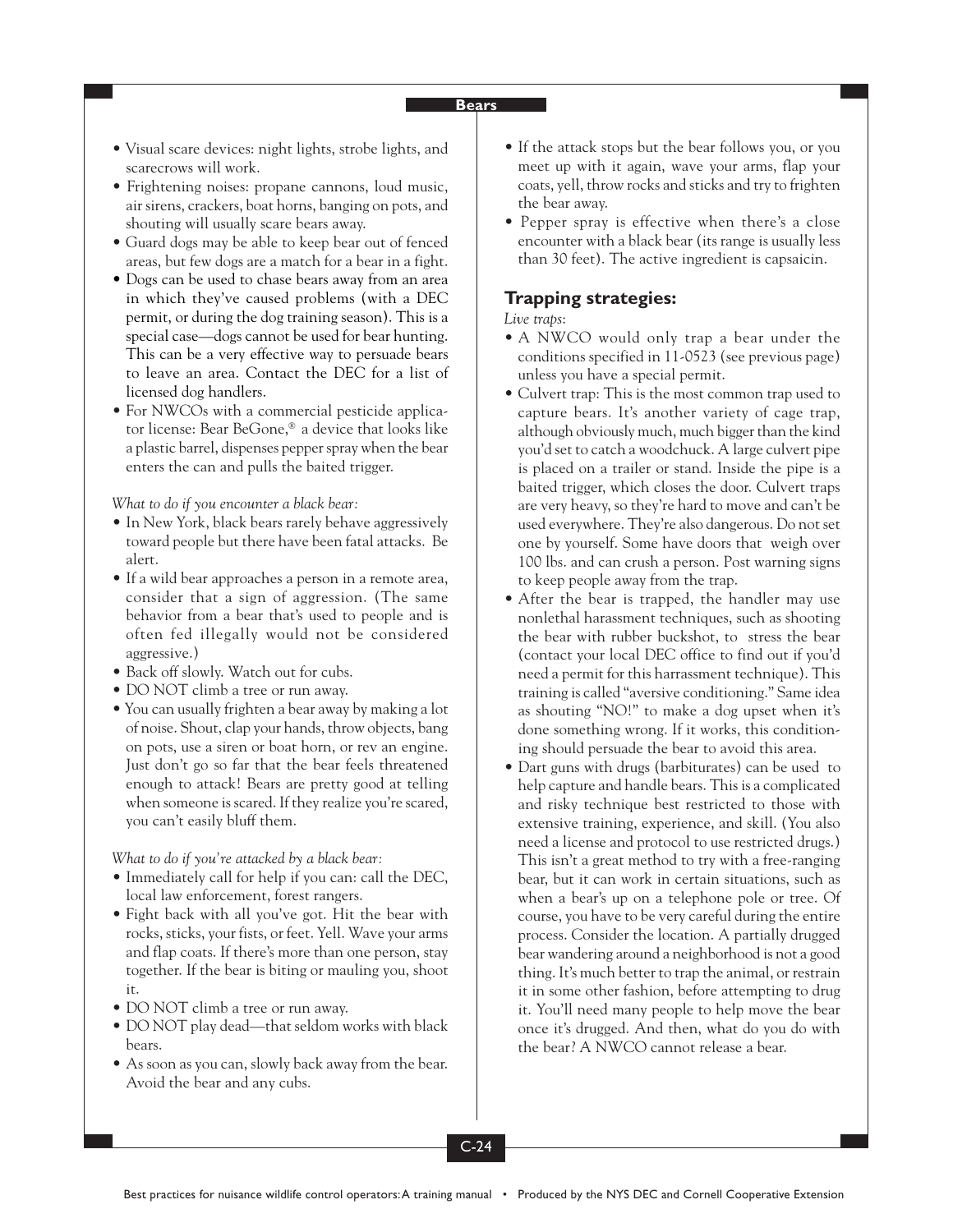- Visual scare devices: night lights, strobe lights, and scarecrows will work.
- Frightening noises: propane cannons, loud music, air sirens, crackers, boat horns, banging on pots, and shouting will usually scare bears away.
- Guard dogs may be able to keep bear out of fenced areas, but few dogs are a match for a bear in a fight.
- Dogs can be used to chase bears away from an area in which they've caused problems (with a DEC permit, or during the dog training season). This is a special case—dogs cannot be used for bear hunting. This can be a very effective way to persuade bears to leave an area. Contact the DEC for a list of licensed dog handlers.
- For NWCOs with a commercial pesticide applicator license: Bear BeGone,® a device that looks like a plastic barrel, dispenses pepper spray when the bear enters the can and pulls the baited trigger.

*What to do if you encounter a black bear:*

- In New York, black bears rarely behave aggressively toward people but there have been fatal attacks. Be alert.
- If a wild bear approaches a person in a remote area, consider that a sign of aggression. (The same behavior from a bear that's used to people and is often fed illegally would not be considered aggressive.)
- Back off slowly. Watch out for cubs.
- DO NOT climb a tree or run away.
- You can usually frighten a bear away by making a lot of noise. Shout, clap your hands, throw objects, bang on pots, use a siren or boat horn, or rev an engine. Just don't go so far that the bear feels threatened enough to attack! Bears are pretty good at telling when someone is scared. If they realize you're scared, you can't easily bluff them.

*What to do if you're attacked by a black bear:*

- Immediately call for help if you can: call the DEC, local law enforcement, forest rangers.
- Fight back with all you've got. Hit the bear with rocks, sticks, your fists, or feet. Yell. Wave your arms and flap coats. If there's more than one person, stay together. If the bear is biting or mauling you, shoot it.
- DO NOT climb a tree or run away.
- DO NOT play dead—that seldom works with black bears.
- As soon as you can, slowly back away from the bear. Avoid the bear and any cubs.
- If the attack stops but the bear follows you, or you meet up with it again, wave your arms, flap your coats, yell, throw rocks and sticks and try to frighten the bear away.
- Pepper spray is effective when there's a close encounter with a black bear (its range is usually less than 30 feet). The active ingredient is capsaicin.

## Trapping strategies:

*Live traps*:

- A NWCO would only trap a bear under the conditions specified in 11-0523 (see previous page) unless you have a special permit.
- Culvert trap: This is the most common trap used to capture bears. It's another variety of cage trap, although obviously much, much bigger than the kind you'd set to catch a woodchuck. A large culvert pipe is placed on a trailer or stand. Inside the pipe is a baited trigger, which closes the door. Culvert traps are very heavy, so they're hard to move and can't be used everywhere. They're also dangerous. Do not set one by yourself. Some have doors that weigh over 100 lbs. and can crush a person. Post warning signs to keep people away from the trap.
- After the bear is trapped, the handler may use nonlethal harassment techniques, such as shooting the bear with rubber buckshot, to stress the bear (contact your local DEC office to find out if you'd need a permit for this harrassment technique). This training is called "aversive conditioning." Same idea as shouting "NO!" to make a dog upset when it's done something wrong. If it works, this conditioning should persuade the bear to avoid this area.
- Dart guns with drugs (barbiturates) can be used to help capture and handle bears. This is a complicated and risky technique best restricted to those with extensive training, experience, and skill. (You also need a license and protocol to use restricted drugs.) This isn't a great method to try with a free-ranging bear, but it can work in certain situations, such as when a bear's up on a telephone pole or tree. Of course, you have to be very careful during the entire process. Consider the location. A partially drugged bear wandering around a neighborhood is not a good thing. It's much better to trap the animal, or restrain it in some other fashion, before attempting to drug it. You'll need many people to help move the bear once it's drugged. And then, what do you do with the bear? A NWCO cannot release a bear.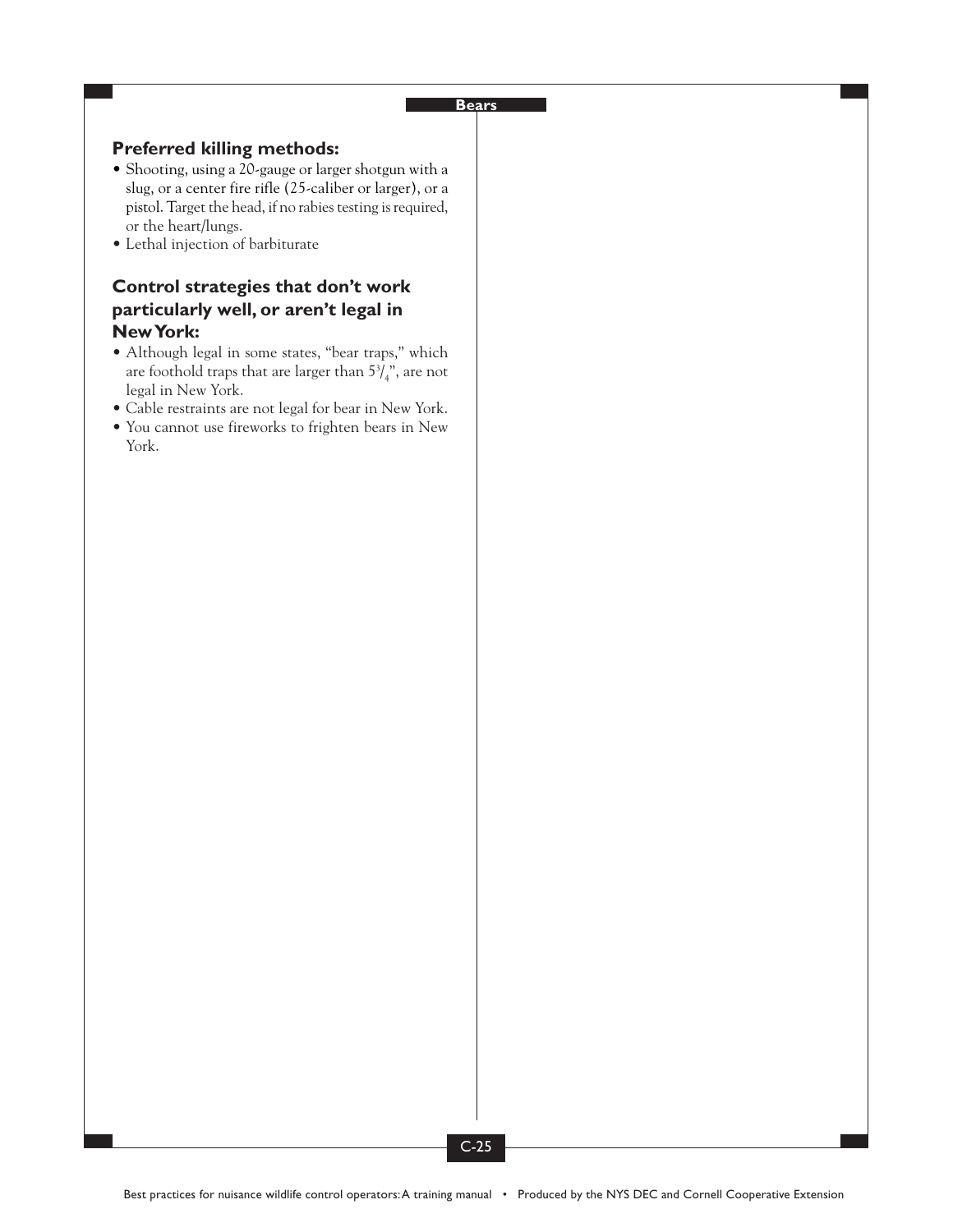### Preferred killing methods:

- Shooting, using a 20-gauge or larger shotgun with a slug, or a center fire rifle (25-caliber or larger), or a pistol. Target the head, if no rabies testing is required, or the heart/lungs.
- Lethal injection of barbiturate

### Control strategies that don't work particularly well, or aren't legal in New York:

- Although legal in some states, "bear traps," which are foothold traps that are larger than $5^3/_4$", are not legal in New York.
- Cable restraints are not legal for bear in New York.
- You cannot use fireworks to frighten bears in New York.